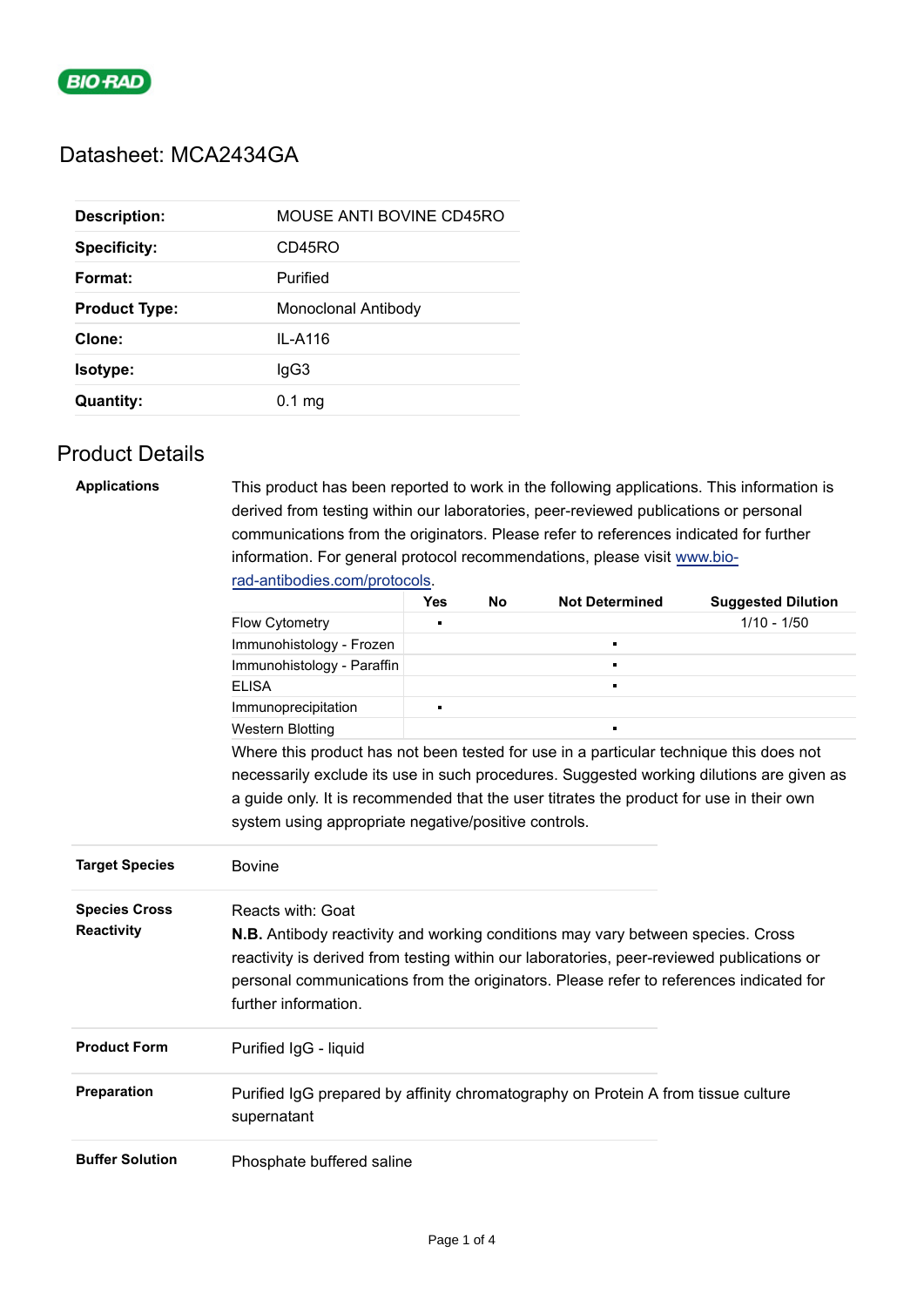# Datasheet: MCA2434GA

| | |
|---|---|
| **Description:** | MOUSE ANTI BOVINE CD45RO |
| **Specificity:** | CD45RO |
| **Format:** | Purified |
| **Product Type:** | Monoclonal Antibody |
| **Clone:** | IL-A116 |
| **Isotype:** | IgG3 |
| **Quantity:** | 0.1 mg |

## Product Details

**Applications**

This product has been reported to work in the following applications. This information is derived from testing within our laboratories, peer-reviewed publications or personal communications from the originators. Please refer to references indicated for further information. For general protocol recommendations, please visit www.bio-rad-antibodies.com/protocols.

| | Yes | No | Not Determined | Suggested Dilution |
|---|---|---|---|---|
| Flow Cytometry | ▪ | | | 1/10 - 1/50 |
| Immunohistology - Frozen | | | ▪ | |
| Immunohistology - Paraffin | | | ▪ | |
| ELISA | | | ▪ | |
| Immunoprecipitation | ▪ | | | |
| Western Blotting | | | ▪ | |

Where this product has not been tested for use in a particular technique this does not necessarily exclude its use in such procedures. Suggested working dilutions are given as a guide only. It is recommended that the user titrates the product for use in their own system using appropriate negative/positive controls.

**Target Species**

Bovine

**Species Cross Reactivity**

Reacts with: Goat

**N.B.** Antibody reactivity and working conditions may vary between species. Cross reactivity is derived from testing within our laboratories, peer-reviewed publications or personal communications from the originators. Please refer to references indicated for further information.

**Product Form**

Purified IgG - liquid

**Preparation**

Purified IgG prepared by affinity chromatography on Protein A from tissue culture supernatant

**Buffer Solution**

Phosphate buffered saline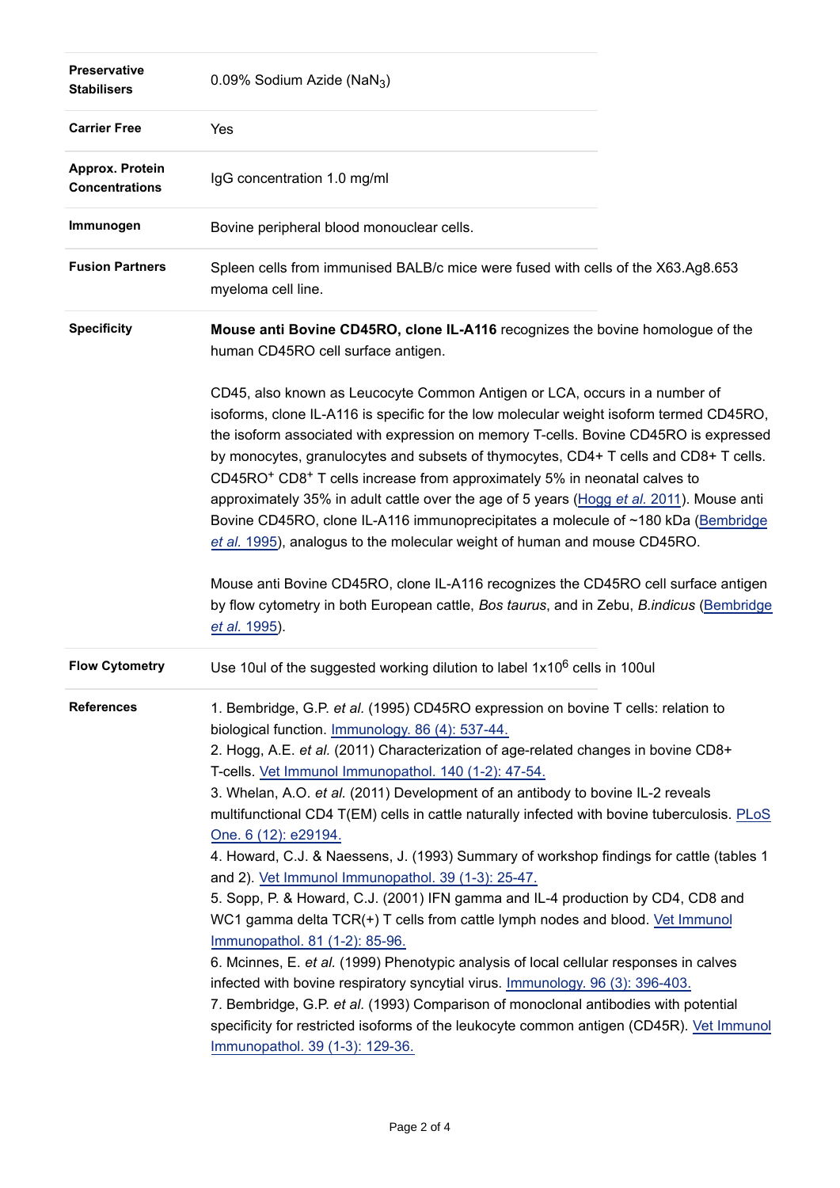| | |
|---|---|
| **Preservative Stabilisers** | 0.09% Sodium Azide ($NaN_3$) |
| **Carrier Free** | Yes |
| **Approx. Protein Concentrations** | IgG concentration 1.0 mg/ml |
| **Immunogen** | Bovine peripheral blood monouclear cells. |
| **Fusion Partners** | Spleen cells from immunised BALB/c mice were fused with cells of the X63.Ag8.653 myeloma cell line. |
| **Specificity** | **Mouse anti Bovine CD45RO, clone IL-A116** recognizes the bovine homologue of the human CD45RO cell surface antigen.<br><br>CD45, also known as Leucocyte Common Antigen or LCA, occurs in a number of isoforms, clone IL-A116 is specific for the low molecular weight isoform termed CD45RO, the isoform associated with expression on memory T-cells. Bovine CD45RO is expressed by monocytes, granulocytes and subsets of thymocytes, CD4+ T cells and CD8+ T cells. $CD45RO^{+}$ $CD8^{+}$ T cells increase from approximately 5% in neonatal calves to approximately 35% in adult cattle over the age of 5 years (Hogg *et al.* 2011). Mouse anti Bovine CD45RO, clone IL-A116 immunoprecipitates a molecule of ~180 kDa (Bembridge *et al.* 1995), analogus to the molecular weight of human and mouse CD45RO.<br><br>Mouse anti Bovine CD45RO, clone IL-A116 recognizes the CD45RO cell surface antigen by flow cytometry in both European cattle, *Bos taurus*, and in Zebu, *B.indicus* (Bembridge *et al.* 1995). |
| **Flow Cytometry** | Use 10ul of the suggested working dilution to label $1x10^{6}$ cells in 100ul |
| **References** | 1. Bembridge, G.P. *et al.* (1995) CD45RO expression on bovine T cells: relation to biological function. Immunology. 86 (4): 537-44.<br>2. Hogg, A.E. *et al.* (2011) Characterization of age-related changes in bovine CD8+ T-cells. Vet Immunol Immunopathol. 140 (1-2): 47-54.<br>3. Whelan, A.O. *et al.* (2011) Development of an antibody to bovine IL-2 reveals multifunctional CD4 T(EM) cells in cattle naturally infected with bovine tuberculosis. PLoS One. 6 (12): e29194.<br>4. Howard, C.J. & Naessens, J. (1993) Summary of workshop findings for cattle (tables 1 and 2). Vet Immunol Immunopathol. 39 (1-3): 25-47.<br>5. Sopp, P. & Howard, C.J. (2001) IFN gamma and IL-4 production by CD4, CD8 and WC1 gamma delta TCR(+) T cells from cattle lymph nodes and blood. Vet Immunol Immunopathol. 81 (1-2): 85-96.<br>6. Mcinnes, E. *et al.* (1999) Phenotypic analysis of local cellular responses in calves infected with bovine respiratory syncytial virus. Immunology. 96 (3): 396-403.<br>7. Bembridge, G.P. *et al.* (1993) Comparison of monoclonal antibodies with potential specificity for restricted isoforms of the leukocyte common antigen (CD45R). Vet Immunol Immunopathol. 39 (1-3): 129-36. |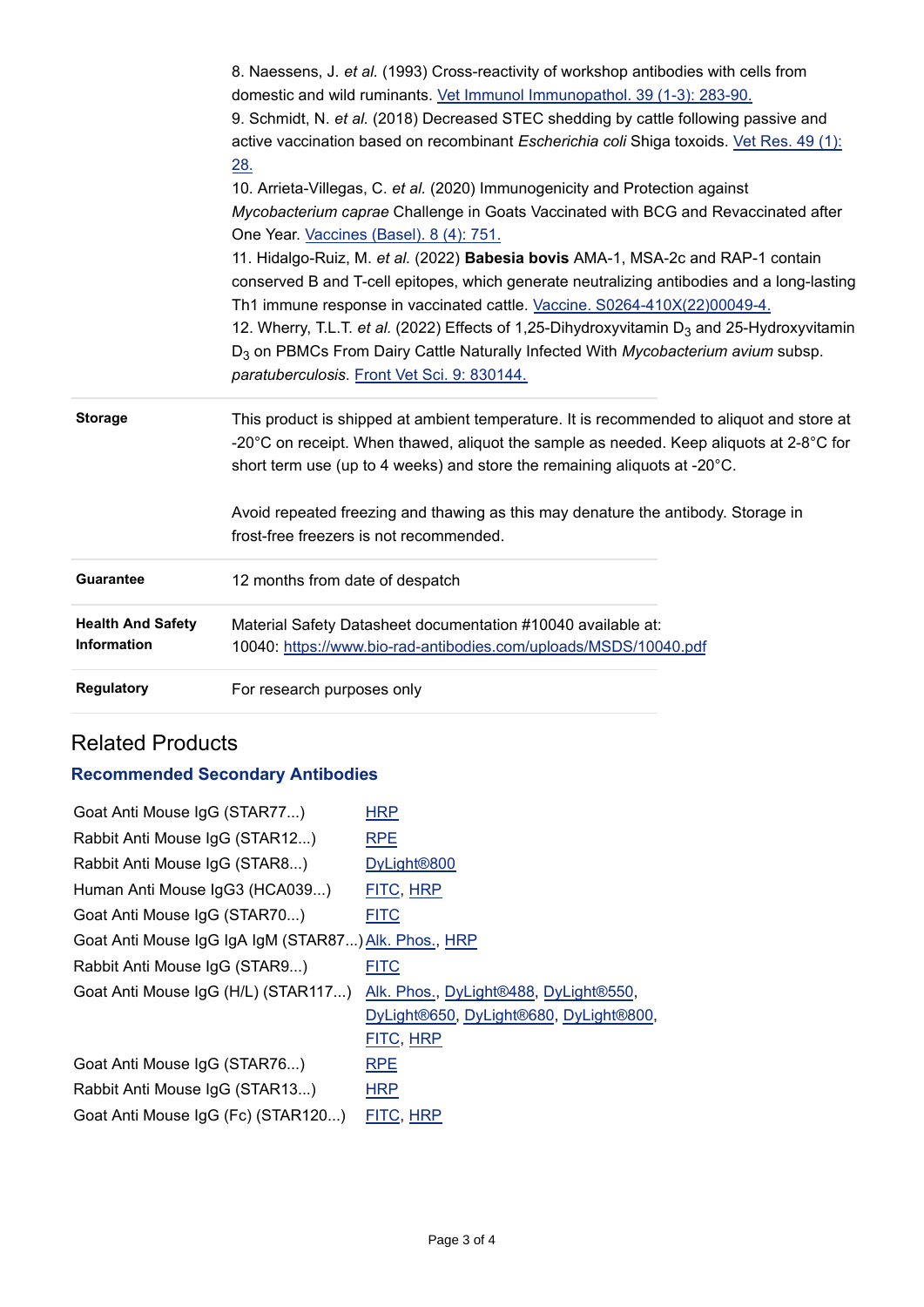8. Naessens, J. *et al.* (1993) Cross-reactivity of workshop antibodies with cells from domestic and wild ruminants. Vet Immunol Immunopathol. 39 (1-3): 283-90.
9. Schmidt, N. *et al.* (2018) Decreased STEC shedding by cattle following passive and active vaccination based on recombinant *Escherichia coli* Shiga toxoids. Vet Res. 49 (1): 28.
10. Arrieta-Villegas, C. *et al.* (2020) Immunogenicity and Protection against *Mycobacterium caprae* Challenge in Goats Vaccinated with BCG and Revaccinated after One Year. Vaccines (Basel). 8 (4): 751.
11. Hidalgo-Ruiz, M. *et al.* (2022) **Babesia bovis** AMA-1, MSA-2c and RAP-1 contain conserved B and T-cell epitopes, which generate neutralizing antibodies and a long-lasting Th1 immune response in vaccinated cattle. Vaccine. S0264-410X(22)00049-4.
12. Wherry, T.L.T. *et al.* (2022) Effects of 1,25-Dihydroxyvitamin $D_3$ and 25-Hydroxyvitamin $D_3$ on PBMCs From Dairy Cattle Naturally Infected With *Mycobacterium avium* subsp. *paratuberculosis*. Front Vet Sci. 9: 830144.

| | |
|---|---|
| **Storage** | This product is shipped at ambient temperature. It is recommended to aliquot and store at -20°C on receipt. When thawed, aliquot the sample as needed. Keep aliquots at 2-8°C for short term use (up to 4 weeks) and store the remaining aliquots at -20°C.<br><br>Avoid repeated freezing and thawing as this may denature the antibody. Storage in frost-free freezers is not recommended. |
| **Guarantee** | 12 months from date of despatch |
| **Health And Safety Information** | Material Safety Datasheet documentation #10040 available at:<br>10040: https://www.bio-rad-antibodies.com/uploads/MSDS/10040.pdf |
| **Regulatory** | For research purposes only |

## Related Products

### Recommended Secondary Antibodies

| | |
|---|---|
| Goat Anti Mouse IgG (STAR77...) | HRP |
| Rabbit Anti Mouse IgG (STAR12...) | RPE |
| Rabbit Anti Mouse IgG (STAR8...) | DyLight®800 |
| Human Anti Mouse IgG3 (HCA039...) | FITC, HRP |
| Goat Anti Mouse IgG (STAR70...) | FITC |
| Goat Anti Mouse IgG IgA IgM (STAR87...) | Alk. Phos., HRP |
| Rabbit Anti Mouse IgG (STAR9...) | FITC |
| Goat Anti Mouse IgG (H/L) (STAR117...) | Alk. Phos., DyLight®488, DyLight®550, DyLight®650, DyLight®680, DyLight®800, FITC, HRP |
| Goat Anti Mouse IgG (STAR76...) | RPE |
| Rabbit Anti Mouse IgG (STAR13...) | HRP |
| Goat Anti Mouse IgG (Fc) (STAR120...) | FITC, HRP |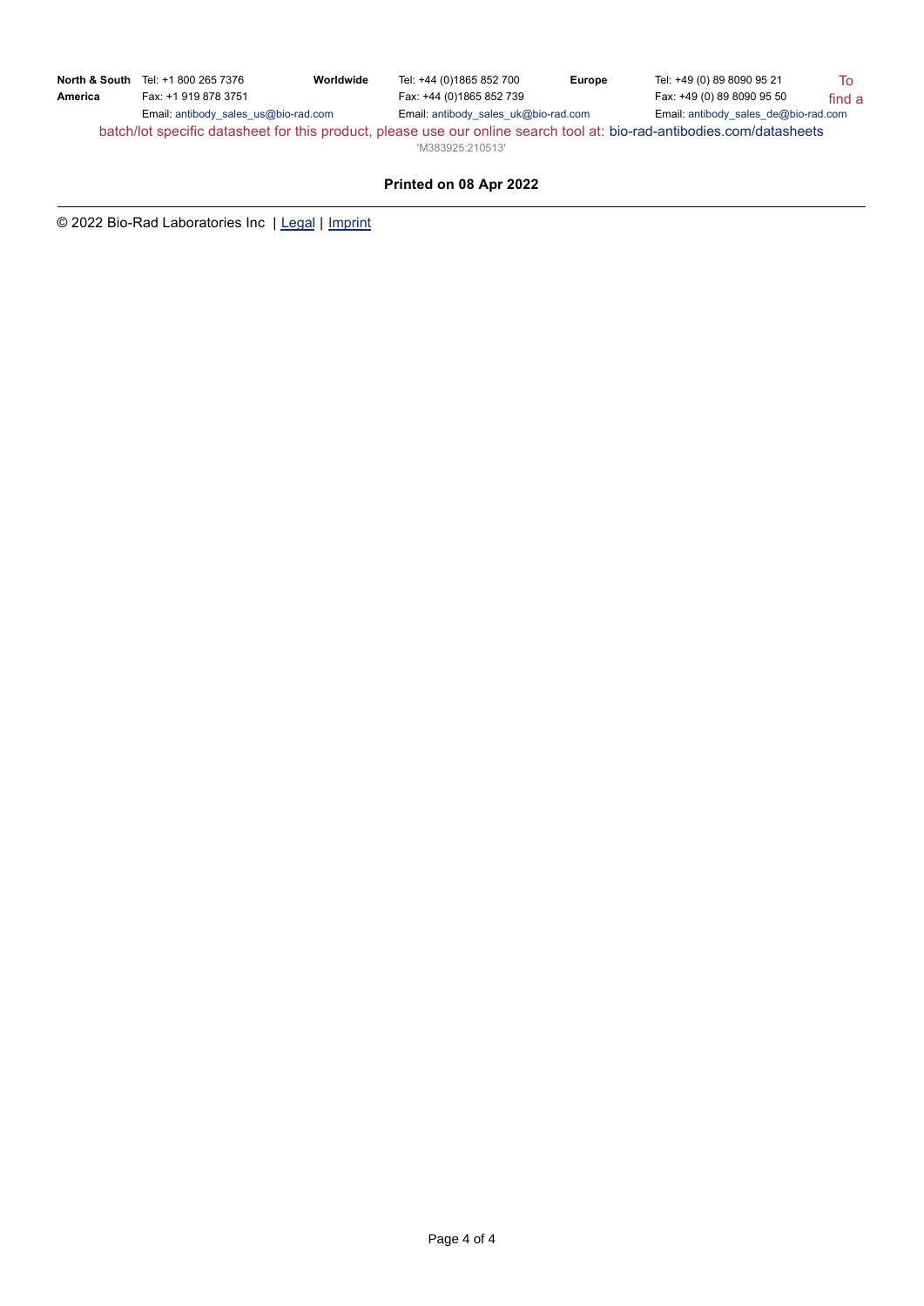| | | | | | |
|---|---|---|---|---|---|
| **North & South America** | Tel: +1 800 265 7376<br>Fax: +1 919 878 3751<br>Email: antibody_sales_us@bio-rad.com | **Worldwide** | Tel: +44 (0)1865 852 700<br>Fax: +44 (0)1865 852 739<br>Email: antibody_sales_uk@bio-rad.com | **Europe** | Tel: +49 (0) 89 8090 95 21<br>Fax: +49 (0) 89 8090 95 50<br>Email: antibody_sales_de@bio-rad.com |

To find a batch/lot specific datasheet for this product, please use our online search tool at: bio-rad-antibodies.com/datasheets

'M383925:210513'

**Printed on 08 Apr 2022**

© 2022 Bio-Rad Laboratories Inc | Legal | Imprint